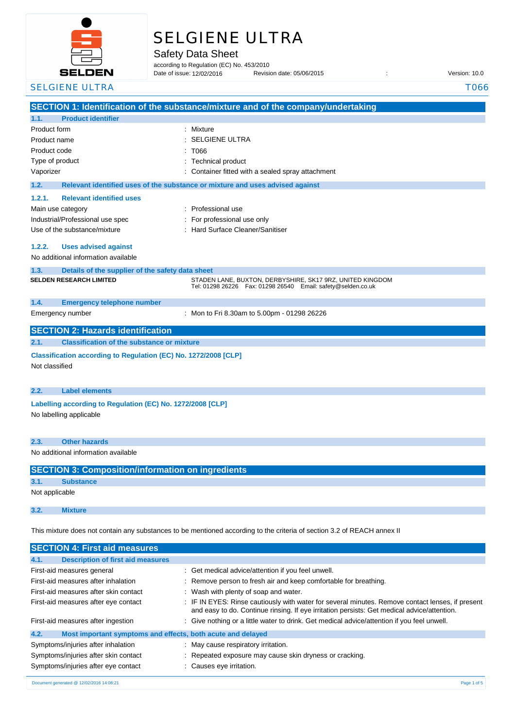# SELGIENE ULTRA

## Safety Data Sheet

according to Regulation (EC) No. 453/2010

Date of issue: 12/02/2016 Revision date: 05/06/2015 : Version: 10.0

## SECTION 1: Identification of the substance/mixture and of the company/undertaking

### 1.1. Product identifier

| | |
|---|---|
| Product form | : Mixture |
| Product name | : SELGIENE ULTRA |
| Product code | : T066 |
| Type of product | : Technical product |
| Vaporizer | : Container fitted with a sealed spray attachment |

### 1.2. Relevant identified uses of the substance or mixture and uses advised against

#### 1.2.1. Relevant identified uses

| | |
|---|---|
| Main use category | : Professional use |
| Industrial/Professional use spec | : For professional use only |
| Use of the substance/mixture | : Hard Surface Cleaner/Sanitiser |

#### 1.2.2. Uses advised against

No additional information available

### 1.3. Details of the supplier of the safety data sheet

**SELDEN RESEARCH LIMITED**
STADEN LANE, BUXTON, DERBYSHIRE, SK17 9RZ, UNITED KINGDOM
Tel: 01298 26226 Fax: 01298 26540 Email: safety@selden.co.uk

### 1.4. Emergency telephone number

| | |
|---|---|
| Emergency number | : Mon to Fri 8.30am to 5.00pm - 01298 26226 |

## SECTION 2: Hazards identification

### 2.1. Classification of the substance or mixture

**Classification according to Regulation (EC) No. 1272/2008 [CLP]**

Not classified

### 2.2. Label elements

**Labelling according to Regulation (EC) No. 1272/2008 [CLP]**

No labelling applicable

### 2.3. Other hazards

No additional information available

## SECTION 3: Composition/information on ingredients

### 3.1. Substance

Not applicable

### 3.2. Mixture

This mixture does not contain any substances to be mentioned according to the criteria of section 3.2 of REACH annex II

## SECTION 4: First aid measures

### 4.1. Description of first aid measures

| | |
|---|---|
| First-aid measures general | : Get medical advice/attention if you feel unwell. |
| First-aid measures after inhalation | : Remove person to fresh air and keep comfortable for breathing. |
| First-aid measures after skin contact | : Wash with plenty of soap and water. |
| First-aid measures after eye contact | : IF IN EYES: Rinse cautiously with water for several minutes. Remove contact lenses, if present and easy to do. Continue rinsing. If eye irritation persists: Get medical advice/attention. |
| First-aid measures after ingestion | : Give nothing or a little water to drink. Get medical advice/attention if you feel unwell. |

### 4.2. Most important symptoms and effects, both acute and delayed

| | |
|---|---|
| Symptoms/injuries after inhalation | : May cause respiratory irritation. |
| Symptoms/injuries after skin contact | : Repeated exposure may cause skin dryness or cracking. |
| Symptoms/injuries after eye contact | : Causes eye irritation. |

Document generated @ 12/02/2016 14:08:21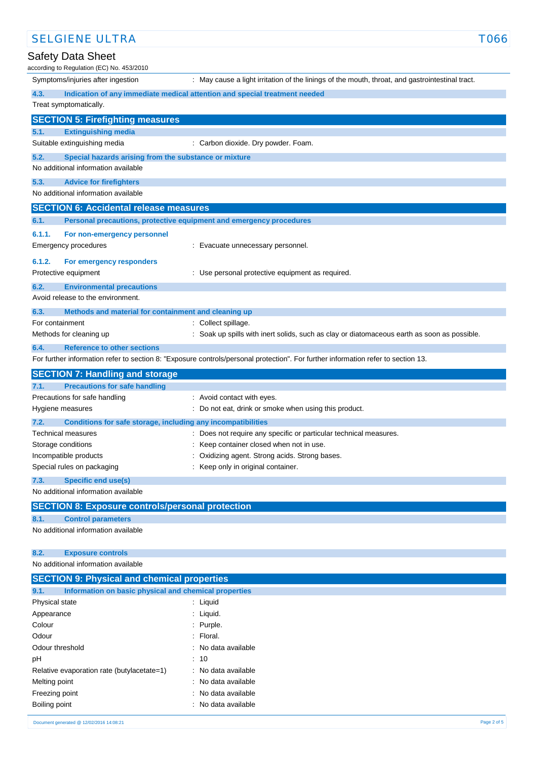| | |
|---|---|
| Symptoms/injuries after ingestion | : May cause a light irritation of the linings of the mouth, throat, and gastrointestinal tract. |

### 4.3. Indication of any immediate medical attention and special treatment needed

Treat symptomatically.

## SECTION 5: Firefighting measures

### 5.1. Extinguishing media

| | |
|---|---|
| Suitable extinguishing media | : Carbon dioxide. Dry powder. Foam. |

### 5.2. Special hazards arising from the substance or mixture

No additional information available

### 5.3. Advice for firefighters

No additional information available

## SECTION 6: Accidental release measures

### 6.1. Personal precautions, protective equipment and emergency procedures

#### 6.1.1. For non-emergency personnel

| | |
|---|---|
| Emergency procedures | : Evacuate unnecessary personnel. |

#### 6.1.2. For emergency responders

| | |
|---|---|
| Protective equipment | : Use personal protective equipment as required. |

### 6.2. Environmental precautions

Avoid release to the environment.

### 6.3. Methods and material for containment and cleaning up

| | |
|---|---|
| For containment | : Collect spillage. |
| Methods for cleaning up | : Soak up spills with inert solids, such as clay or diatomaceous earth as soon as possible. |

### 6.4. Reference to other sections

For further information refer to section 8: "Exposure controls/personal protection". For further information refer to section 13.

## SECTION 7: Handling and storage

### 7.1. Precautions for safe handling

| | |
|---|---|
| Precautions for safe handling | : Avoid contact with eyes. |
| Hygiene measures | : Do not eat, drink or smoke when using this product. |

### 7.2. Conditions for safe storage, including any incompatibilities

| | |
|---|---|
| Technical measures | : Does not require any specific or particular technical measures. |
| Storage conditions | : Keep container closed when not in use. |
| Incompatible products | : Oxidizing agent. Strong acids. Strong bases. |
| Special rules on packaging | : Keep only in original container. |

### 7.3. Specific end use(s)

No additional information available

## SECTION 8: Exposure controls/personal protection

### 8.1. Control parameters

No additional information available

### 8.2. Exposure controls

No additional information available

## SECTION 9: Physical and chemical properties

### 9.1. Information on basic physical and chemical properties

| | |
|---|---|
| Physical state | : Liquid |
| Appearance | : Liquid. |
| Colour | : Purple. |
| Odour | : Floral. |
| Odour threshold | : No data available |
| pH | : 10 |
| Relative evaporation rate (butylacetate=1) | : No data available |
| Melting point | : No data available |
| Freezing point | : No data available |
| Boiling point | : No data available |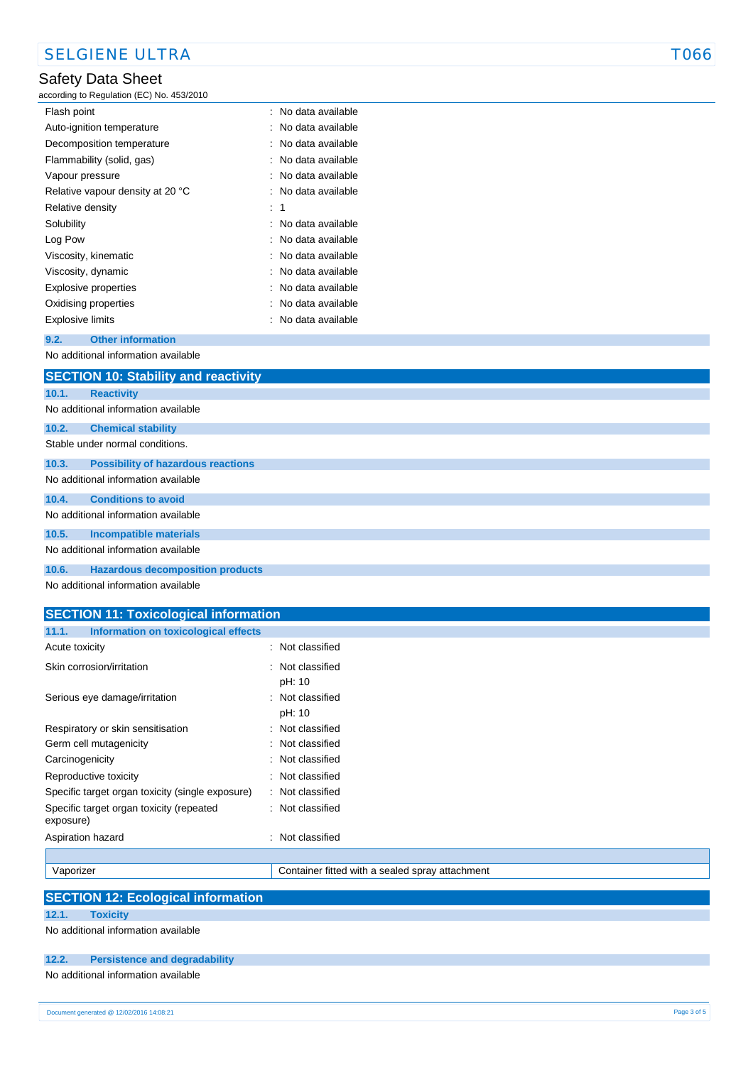| | |
|---|---|
| Flash point | : No data available |
| Auto-ignition temperature | : No data available |
| Decomposition temperature | : No data available |
| Flammability (solid, gas) | : No data available |
| Vapour pressure | : No data available |
| Relative vapour density at 20 °C | : No data available |
| Relative density | : 1 |
| Solubility | : No data available |
| Log Pow | : No data available |
| Viscosity, kinematic | : No data available |
| Viscosity, dynamic | : No data available |
| Explosive properties | : No data available |
| Oxidising properties | : No data available |
| Explosive limits | : No data available |

### 9.2. Other information

No additional information available

## SECTION 10: Stability and reactivity

### 10.1. Reactivity

No additional information available

### 10.2. Chemical stability

Stable under normal conditions.

### 10.3. Possibility of hazardous reactions

No additional information available

### 10.4. Conditions to avoid

No additional information available

### 10.5. Incompatible materials

No additional information available

### 10.6. Hazardous decomposition products

No additional information available

## SECTION 11: Toxicological information

### 11.1. Information on toxicological effects

| | |
|---|---|
| Acute toxicity | : Not classified |
| Skin corrosion/irritation | : Not classified<br>pH: 10 |
| Serious eye damage/irritation | : Not classified<br>pH: 10 |
| Respiratory or skin sensitisation | : Not classified |
| Germ cell mutagenicity | : Not classified |
| Carcinogenicity | : Not classified |
| Reproductive toxicity | : Not classified |
| Specific target organ toxicity (single exposure) | : Not classified |
| Specific target organ toxicity (repeated exposure) | : Not classified |
| Aspiration hazard | : Not classified |

| | |
|---|---|
| Vaporizer | Container fitted with a sealed spray attachment |

## SECTION 12: Ecological information

### 12.1. Toxicity

No additional information available

### 12.2. Persistence and degradability

No additional information available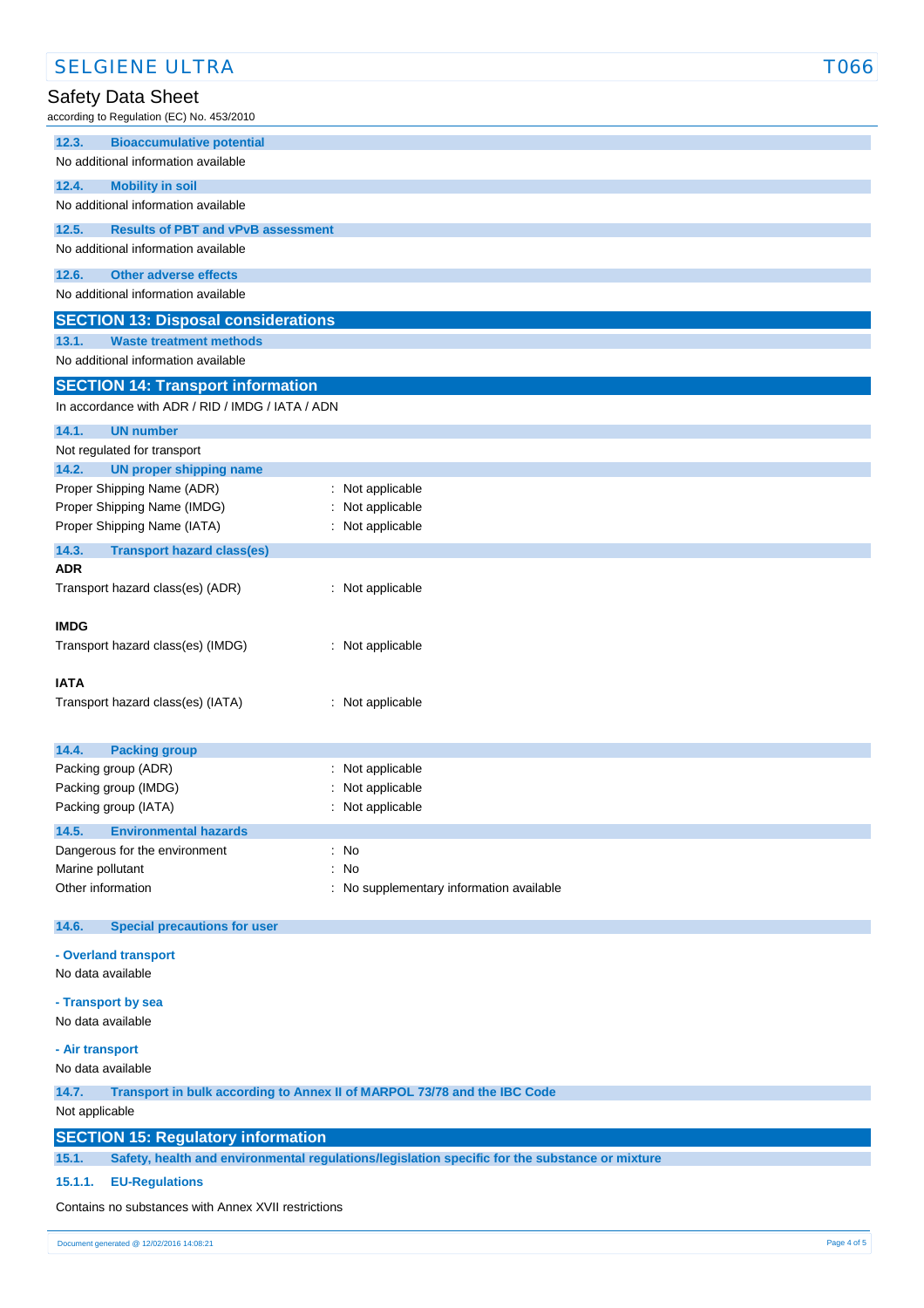### 12.3. Bioaccumulative potential

No additional information available

### 12.4. Mobility in soil

No additional information available

### 12.5. Results of PBT and vPvB assessment

No additional information available

### 12.6. Other adverse effects

No additional information available

## SECTION 13: Disposal considerations

### 13.1. Waste treatment methods

No additional information available

## SECTION 14: Transport information

In accordance with ADR / RID / IMDG / IATA / ADN

### 14.1. UN number

Not regulated for transport

### 14.2. UN proper shipping name

Proper Shipping Name (ADR) : Not applicable
Proper Shipping Name (IMDG) : Not applicable
Proper Shipping Name (IATA) : Not applicable

### 14.3. Transport hazard class(es)

**ADR**

Transport hazard class(es) (ADR) : Not applicable

**IMDG**

Transport hazard class(es) (IMDG) : Not applicable

**IATA**

Transport hazard class(es) (IATA) : Not applicable

### 14.4. Packing group

Packing group (ADR) : Not applicable
Packing group (IMDG) : Not applicable
Packing group (IATA) : Not applicable

### 14.5. Environmental hazards

Dangerous for the environment : No
Marine pollutant : No
Other information : No supplementary information available

### 14.6. Special precautions for user

**- Overland transport**

No data available

**- Transport by sea**

No data available

**- Air transport**

No data available

### 14.7. Transport in bulk according to Annex II of MARPOL 73/78 and the IBC Code

Not applicable

## SECTION 15: Regulatory information

### 15.1. Safety, health and environmental regulations/legislation specific for the substance or mixture

#### 15.1.1. EU-Regulations

Contains no substances with Annex XVII restrictions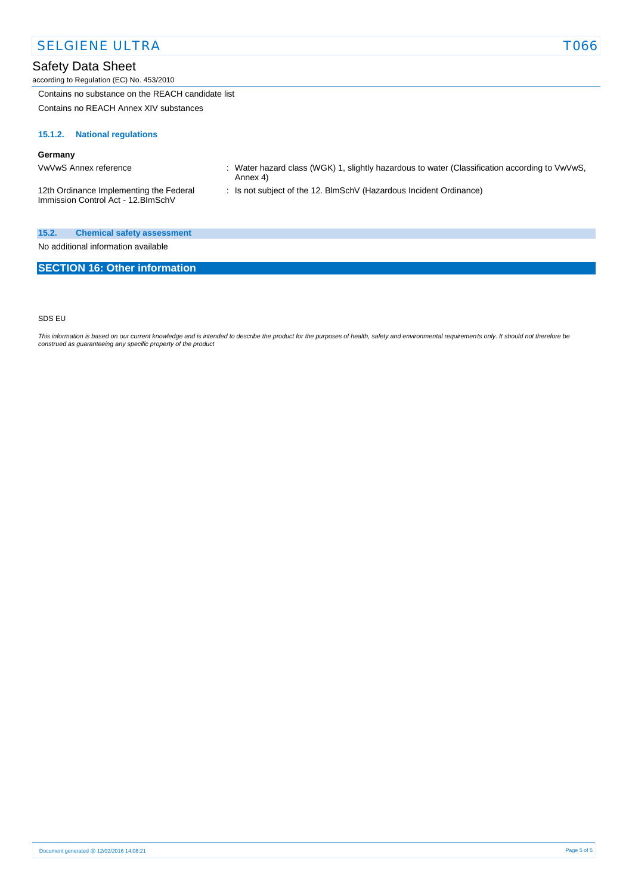Contains no substance on the REACH candidate list

Contains no REACH Annex XIV substances

#### 15.1.2. National regulations

**Germany**

| | |
|---|---|
| VwVwS Annex reference | : Water hazard class (WGK) 1, slightly hazardous to water (Classification according to VwVwS, Annex 4) |
| 12th Ordinance Implementing the Federal Immission Control Act - 12.BImSchV | : Is not subject of the 12. BlmSchV (Hazardous Incident Ordinance) |

### 15.2. Chemical safety assessment

No additional information available

## SECTION 16: Other information

SDS EU

*This information is based on our current knowledge and is intended to describe the product for the purposes of health, safety and environmental requirements only. It should not therefore be construed as guaranteeing any specific property of the product*